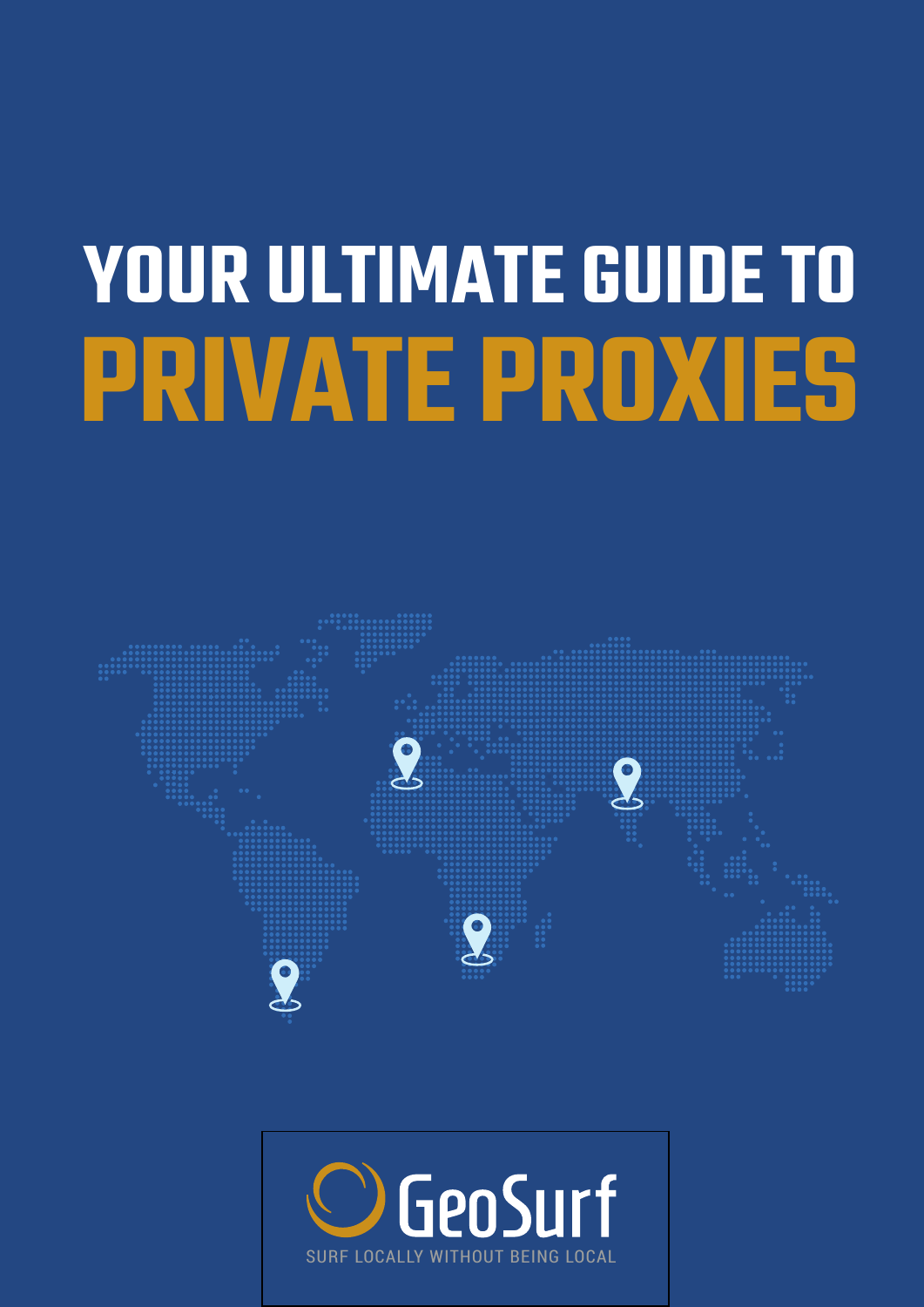# YOUR ULTIMATE GUIDE TO PRIVATE PROXIES

GeoSurf

SURF LOCALLY WITHOUT BEING LOCAL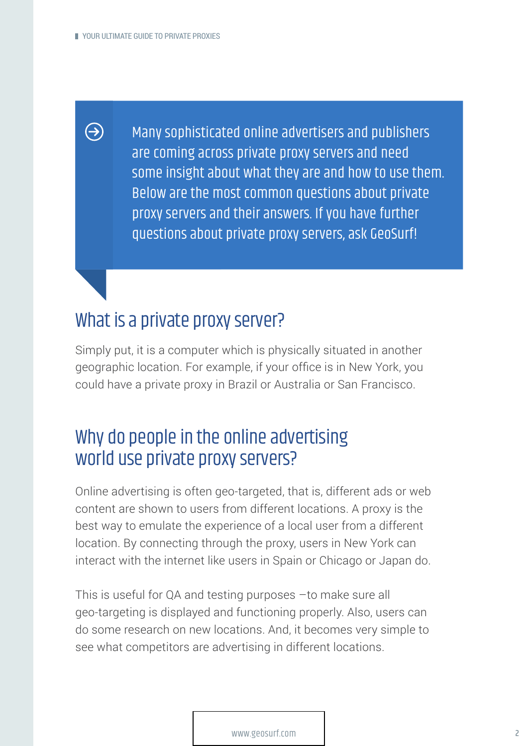Many sophisticated online advertisers and publishers are coming across private proxy servers and need some insight about what they are and how to use them. Below are the most common questions about private proxy servers and their answers. If you have further questions about private proxy servers, ask GeoSurf!

## What is a private proxy server?

Simply put, it is a computer which is physically situated in another geographic location. For example, if your office is in New York, you could have a private proxy in Brazil or Australia or San Francisco.

## Why do people in the online advertising world use private proxy servers?

Online advertising is often geo-targeted, that is, different ads or web content are shown to users from different locations. A proxy is the best way to emulate the experience of a local user from a different location. By connecting through the proxy, users in New York can interact with the internet like users in Spain or Chicago or Japan do.

This is useful for QA and testing purposes –to make sure all geo-targeting is displayed and functioning properly. Also, users can do some research on new locations. And, it becomes very simple to see what competitors are advertising in different locations.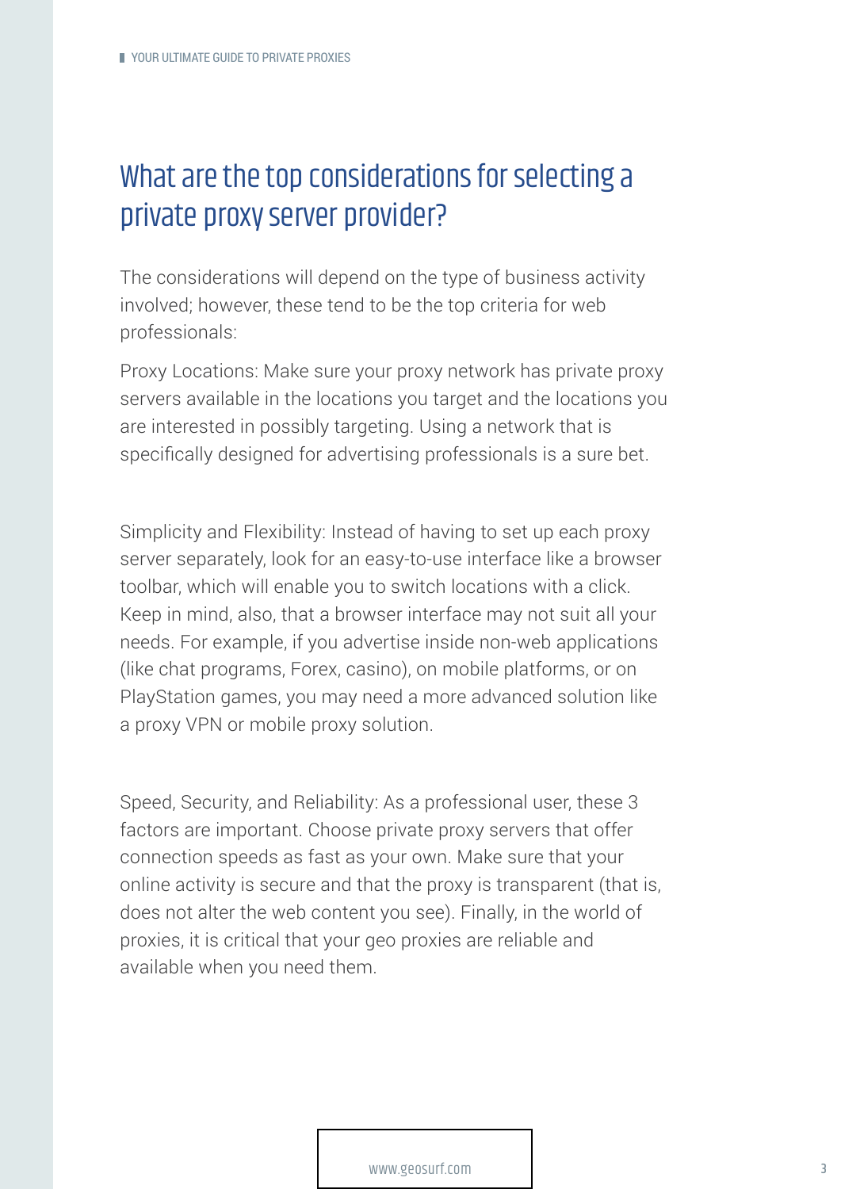## What are the top considerations for selecting a private proxy server provider?

The considerations will depend on the type of business activity involved; however, these tend to be the top criteria for web professionals:

Proxy Locations: Make sure your proxy network has private proxy servers available in the locations you target and the locations you are interested in possibly targeting. Using a network that is specifically designed for advertising professionals is a sure bet.

Simplicity and Flexibility: Instead of having to set up each proxy server separately, look for an easy-to-use interface like a browser toolbar, which will enable you to switch locations with a click. Keep in mind, also, that a browser interface may not suit all your needs. For example, if you advertise inside non-web applications (like chat programs, Forex, casino), on mobile platforms, or on PlayStation games, you may need a more advanced solution like a proxy VPN or mobile proxy solution.

Speed, Security, and Reliability: As a professional user, these 3 factors are important. Choose private proxy servers that offer connection speeds as fast as your own. Make sure that your online activity is secure and that the proxy is transparent (that is, does not alter the web content you see). Finally, in the world of proxies, it is critical that your geo proxies are reliable and available when you need them.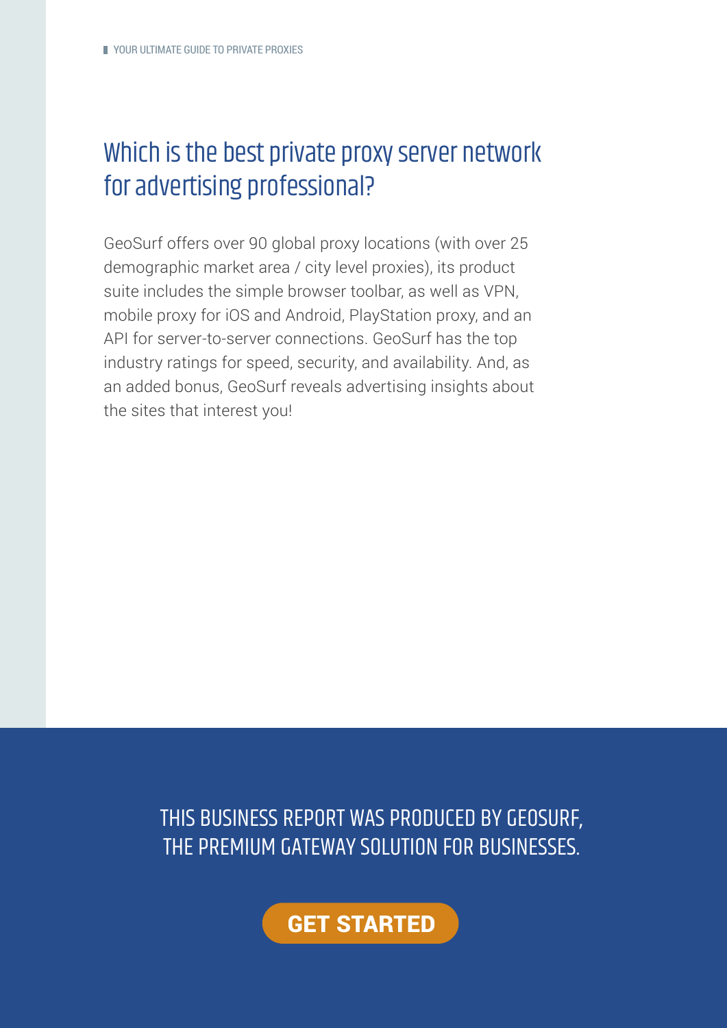## Which is the best private proxy server network for advertising professional?

GeoSurf offers over 90 global proxy locations (with over 25 demographic market area / city level proxies), its product suite includes the simple browser toolbar, as well as VPN, mobile proxy for iOS and Android, PlayStation proxy, and an API for server-to-server connections. GeoSurf has the top industry ratings for speed, security, and availability. And, as an added bonus, GeoSurf reveals advertising insights about the sites that interest you!

THIS BUSINESS REPORT WAS PRODUCED BY GEOSURF, THE PREMIUM GATEWAY SOLUTION FOR BUSINESSES.

GET STARTED